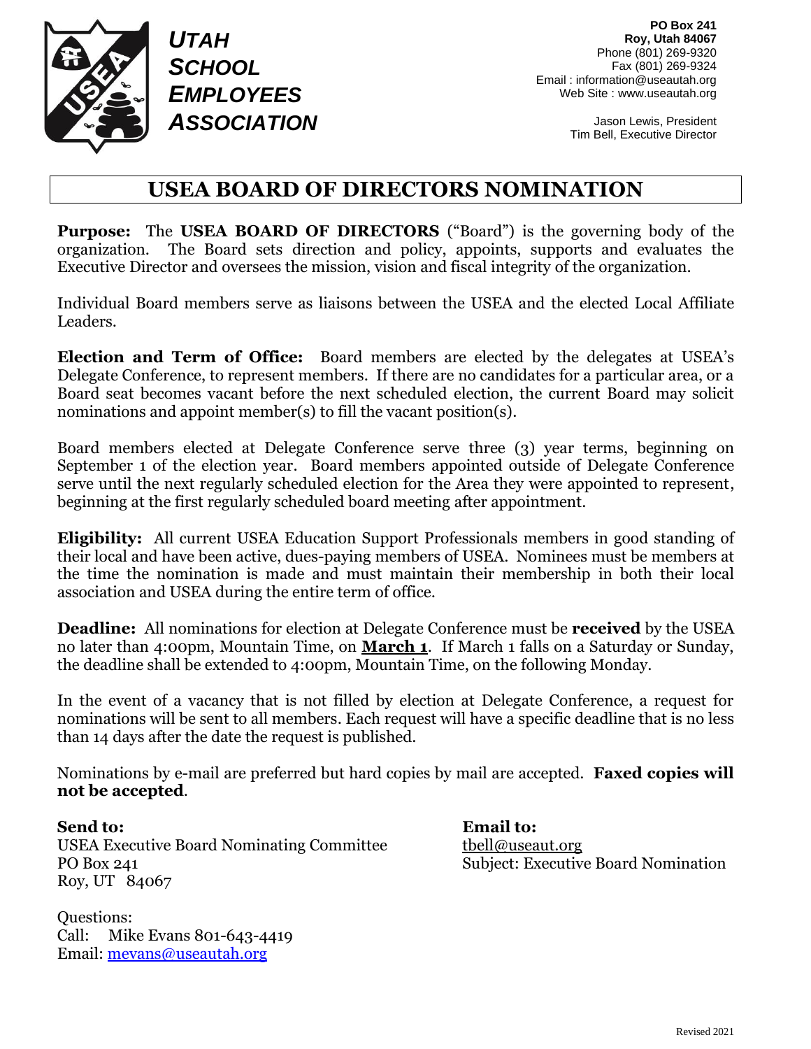**UTAH SCHOOL EMPLOYEES ASSOCIATION**

**PO Box 241**
**Roy, Utah 84067**
Phone (801) 269-9320
Fax (801) 269-9324
Email : information@useautah.org
Web Site : www.useautah.org

Jason Lewis, President
Tim Bell, Executive Director

# USEA BOARD OF DIRECTORS NOMINATION

**Purpose:** The **USEA BOARD OF DIRECTORS** ("Board") is the governing body of the organization. The Board sets direction and policy, appoints, supports and evaluates the Executive Director and oversees the mission, vision and fiscal integrity of the organization.

Individual Board members serve as liaisons between the USEA and the elected Local Affiliate Leaders.

**Election and Term of Office:** Board members are elected by the delegates at USEA's Delegate Conference, to represent members. If there are no candidates for a particular area, or a Board seat becomes vacant before the next scheduled election, the current Board may solicit nominations and appoint member(s) to fill the vacant position(s).

Board members elected at Delegate Conference serve three (3) year terms, beginning on September 1 of the election year. Board members appointed outside of Delegate Conference serve until the next regularly scheduled election for the Area they were appointed to represent, beginning at the first regularly scheduled board meeting after appointment.

**Eligibility:** All current USEA Education Support Professionals members in good standing of their local and have been active, dues-paying members of USEA. Nominees must be members at the time the nomination is made and must maintain their membership in both their local association and USEA during the entire term of office.

**Deadline:** All nominations for election at Delegate Conference must be **received** by the USEA no later than 4:00pm, Mountain Time, on **March 1**. If March 1 falls on a Saturday or Sunday, the deadline shall be extended to 4:00pm, Mountain Time, on the following Monday.

In the event of a vacancy that is not filled by election at Delegate Conference, a request for nominations will be sent to all members. Each request will have a specific deadline that is no less than 14 days after the date the request is published.

Nominations by e-mail are preferred but hard copies by mail are accepted. **Faxed copies will not be accepted**.

**Send to:**
USEA Executive Board Nominating Committee
PO Box 241
Roy, UT 84067

**Email to:**
tbell@useaut.org
Subject: Executive Board Nomination

Questions:
Call: Mike Evans 801-643-4419
Email: mevans@useautah.org

Revised 2021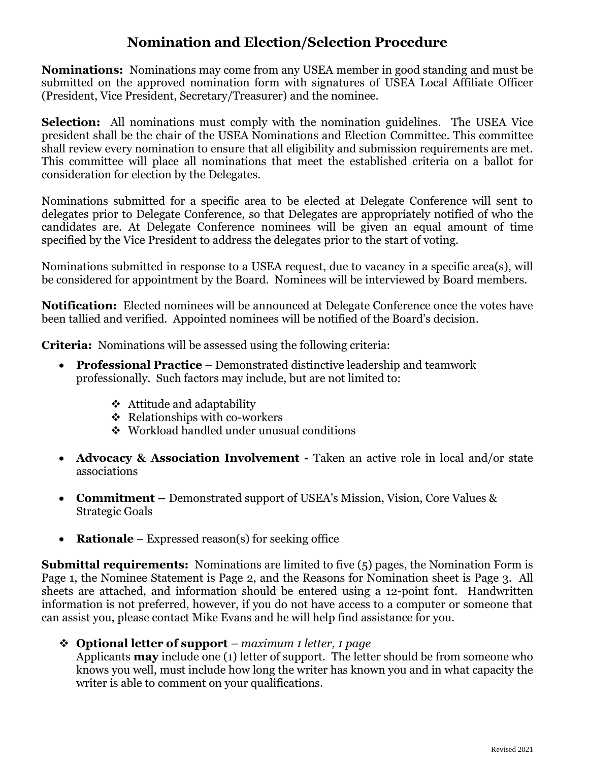# Nomination and Election/Selection Procedure

**Nominations:** Nominations may come from any USEA member in good standing and must be submitted on the approved nomination form with signatures of USEA Local Affiliate Officer (President, Vice President, Secretary/Treasurer) and the nominee.

**Selection:** All nominations must comply with the nomination guidelines. The USEA Vice president shall be the chair of the USEA Nominations and Election Committee. This committee shall review every nomination to ensure that all eligibility and submission requirements are met. This committee will place all nominations that meet the established criteria on a ballot for consideration for election by the Delegates.

Nominations submitted for a specific area to be elected at Delegate Conference will sent to delegates prior to Delegate Conference, so that Delegates are appropriately notified of who the candidates are. At Delegate Conference nominees will be given an equal amount of time specified by the Vice President to address the delegates prior to the start of voting.

Nominations submitted in response to a USEA request, due to vacancy in a specific area(s), will be considered for appointment by the Board. Nominees will be interviewed by Board members.

**Notification:** Elected nominees will be announced at Delegate Conference once the votes have been tallied and verified. Appointed nominees will be notified of the Board's decision.

**Criteria:** Nominations will be assessed using the following criteria:

- **Professional Practice** – Demonstrated distinctive leadership and teamwork professionally. Such factors may include, but are not limited to:
  - Attitude and adaptability
  - Relationships with co-workers
  - Workload handled under unusual conditions
- **Advocacy & Association Involvement -** Taken an active role in local and/or state associations
- **Commitment –** Demonstrated support of USEA's Mission, Vision, Core Values & Strategic Goals
- **Rationale** – Expressed reason(s) for seeking office

**Submittal requirements:** Nominations are limited to five (5) pages, the Nomination Form is Page 1, the Nominee Statement is Page 2, and the Reasons for Nomination sheet is Page 3. All sheets are attached, and information should be entered using a 12-point font. Handwritten information is not preferred, however, if you do not have access to a computer or someone that can assist you, please contact Mike Evans and he will help find assistance for you.

- **Optional letter of support** – *maximum 1 letter, 1 page*
  Applicants **may** include one (1) letter of support. The letter should be from someone who knows you well, must include how long the writer has known you and in what capacity the writer is able to comment on your qualifications.

Revised 2021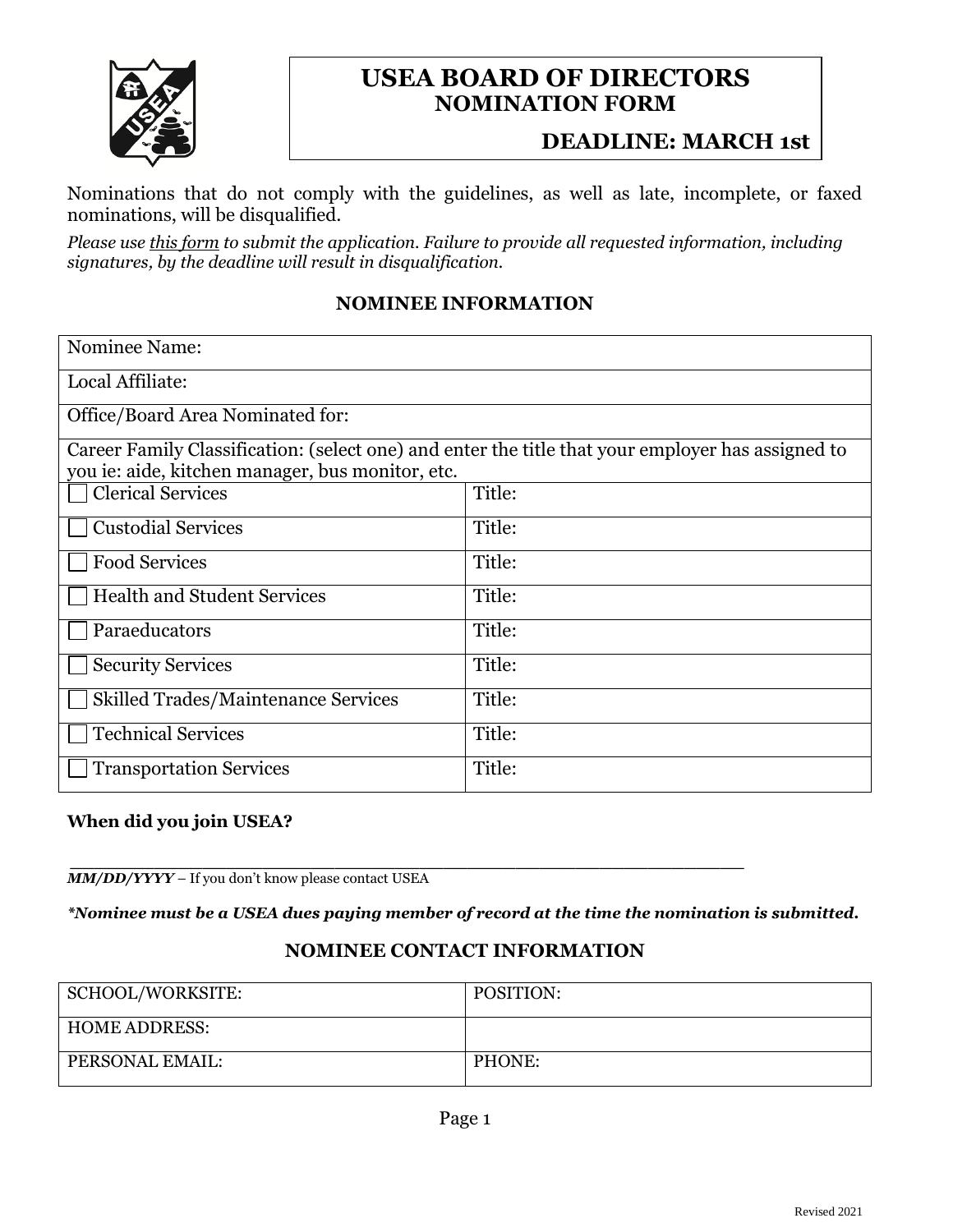# USEA BOARD OF DIRECTORS
## NOMINATION FORM

**DEADLINE: MARCH 1st**

Nominations that do not comply with the guidelines, as well as late, incomplete, or faxed nominations, will be disqualified.

*Please use this form to submit the application. Failure to provide all requested information, including signatures, by the deadline will result in disqualification.*

### NOMINEE INFORMATION

| Nominee Name: | |
|---|---|
| Local Affiliate: | |
| Office/Board Area Nominated for: | |
| Career Family Classification: (select one) and enter the title that your employer has assigned to you ie: aide, kitchen manager, bus monitor, etc. | |
| ☐ Clerical Services | Title: |
| ☐ Custodial Services | Title: |
| ☐ Food Services | Title: |
| ☐ Health and Student Services | Title: |
| ☐ Paraeducators | Title: |
| ☐ Security Services | Title: |
| ☐ Skilled Trades/Maintenance Services | Title: |
| ☐ Technical Services | Title: |
| ☐ Transportation Services | Title: |

**When did you join USEA?**

_______________________________________________

***MM/DD/YYYY*** – If you don't know please contact USEA

***\*Nominee must be a USEA dues paying member of record at the time the nomination is submitted.***

### NOMINEE CONTACT INFORMATION

| SCHOOL/WORKSITE: | POSITION: |
|---|---|
| HOME ADDRESS: | |
| PERSONAL EMAIL: | PHONE: |

Revised 2021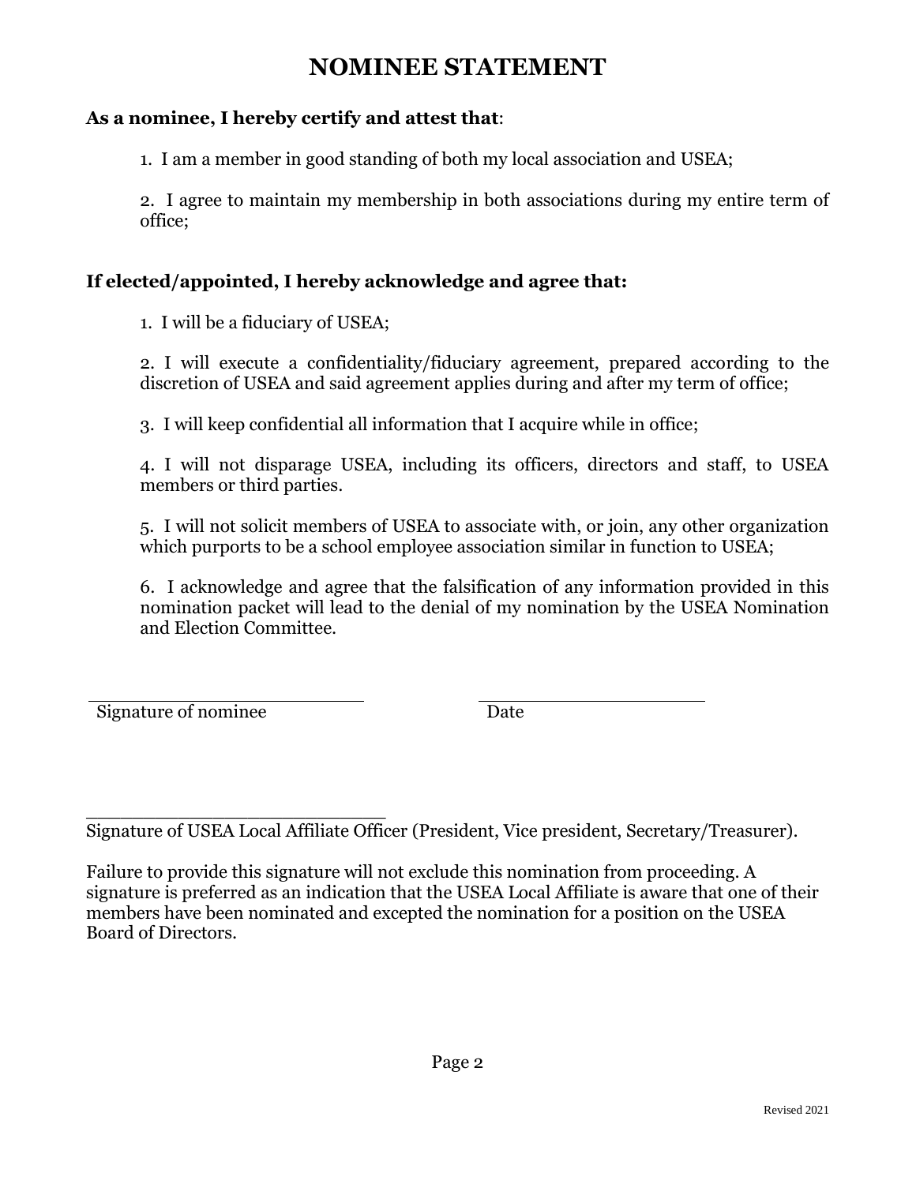# NOMINEE STATEMENT

**As a nominee, I hereby certify and attest that**:

1. I am a member in good standing of both my local association and USEA;
2. I agree to maintain my membership in both associations during my entire term of office;

**If elected/appointed, I hereby acknowledge and agree that:**

1. I will be a fiduciary of USEA;
2. I will execute a confidentiality/fiduciary agreement, prepared according to the discretion of USEA and said agreement applies during and after my term of office;
3. I will keep confidential all information that I acquire while in office;
4. I will not disparage USEA, including its officers, directors and staff, to USEA members or third parties.
5. I will not solicit members of USEA to associate with, or join, any other organization which purports to be a school employee association similar in function to USEA;
6. I acknowledge and agree that the falsification of any information provided in this nomination packet will lead to the denial of my nomination by the USEA Nomination and Election Committee.

\_\_\_\_\_\_\_\_\_\_\_\_\_\_\_\_\_\_\_\_\_\_\_\_\_\_ \_\_\_\_\_\_\_\_\_\_\_\_\_\_\_\_\_\_\_\_\_\_

Signature of nominee Date

\_\_\_\_\_\_\_\_\_\_\_\_\_\_\_\_\_\_\_\_\_\_\_\_\_\_\_\_

Signature of USEA Local Affiliate Officer (President, Vice president, Secretary/Treasurer).

Failure to provide this signature will not exclude this nomination from proceeding. A signature is preferred as an indication that the USEA Local Affiliate is aware that one of their members have been nominated and excepted the nomination for a position on the USEA Board of Directors.

Revised 2021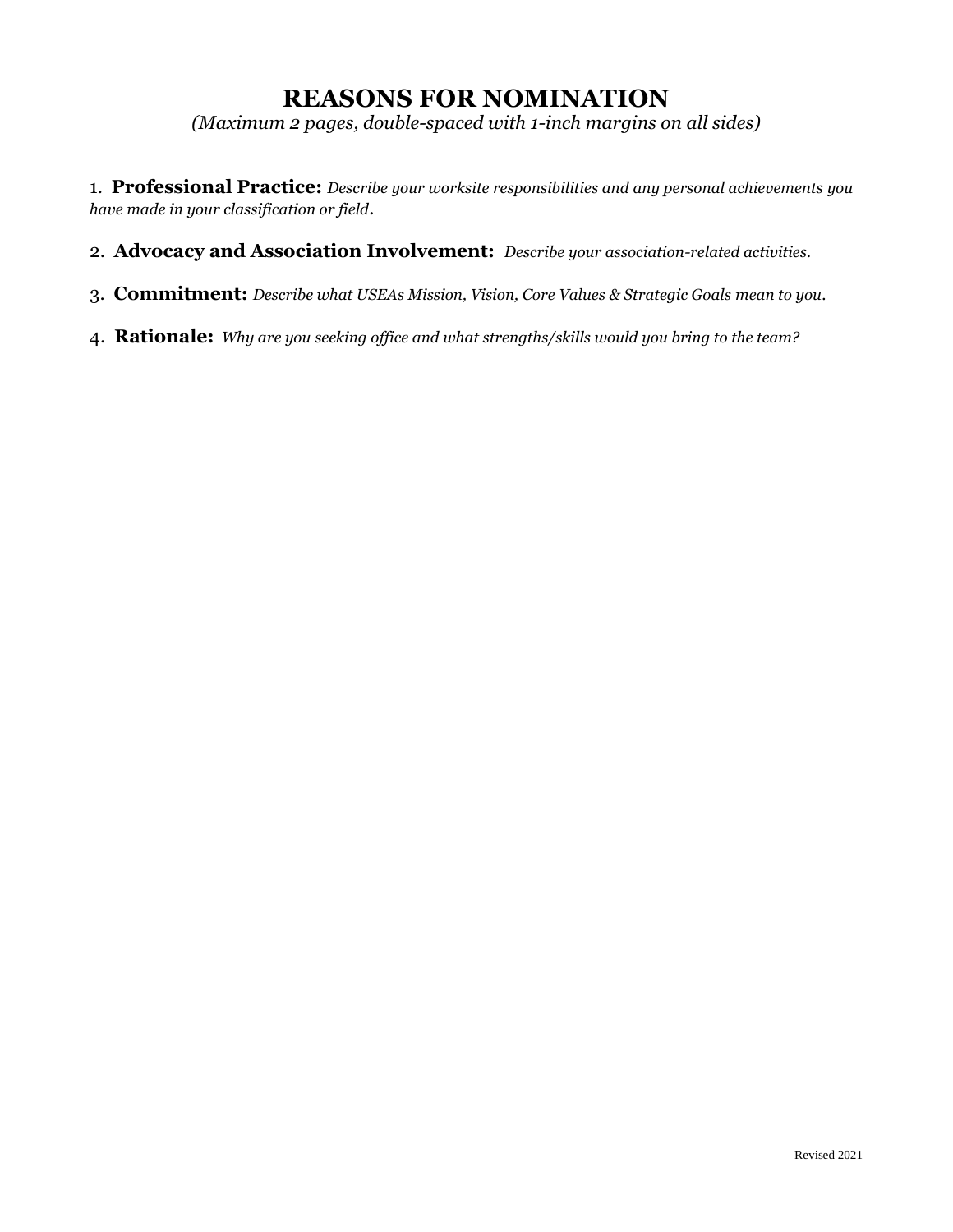# REASONS FOR NOMINATION

*(Maximum 2 pages, double-spaced with 1-inch margins on all sides)*

1. **Professional Practice:** *Describe your worksite responsibilities and any personal achievements you have made in your classification or field*.

2. **Advocacy and Association Involvement:** *Describe your association-related activities.*

3. **Commitment:** *Describe what USEAs Mission, Vision, Core Values & Strategic Goals mean to you.*

4. **Rationale:** *Why are you seeking office and what strengths/skills would you bring to the team?*

Revised 2021